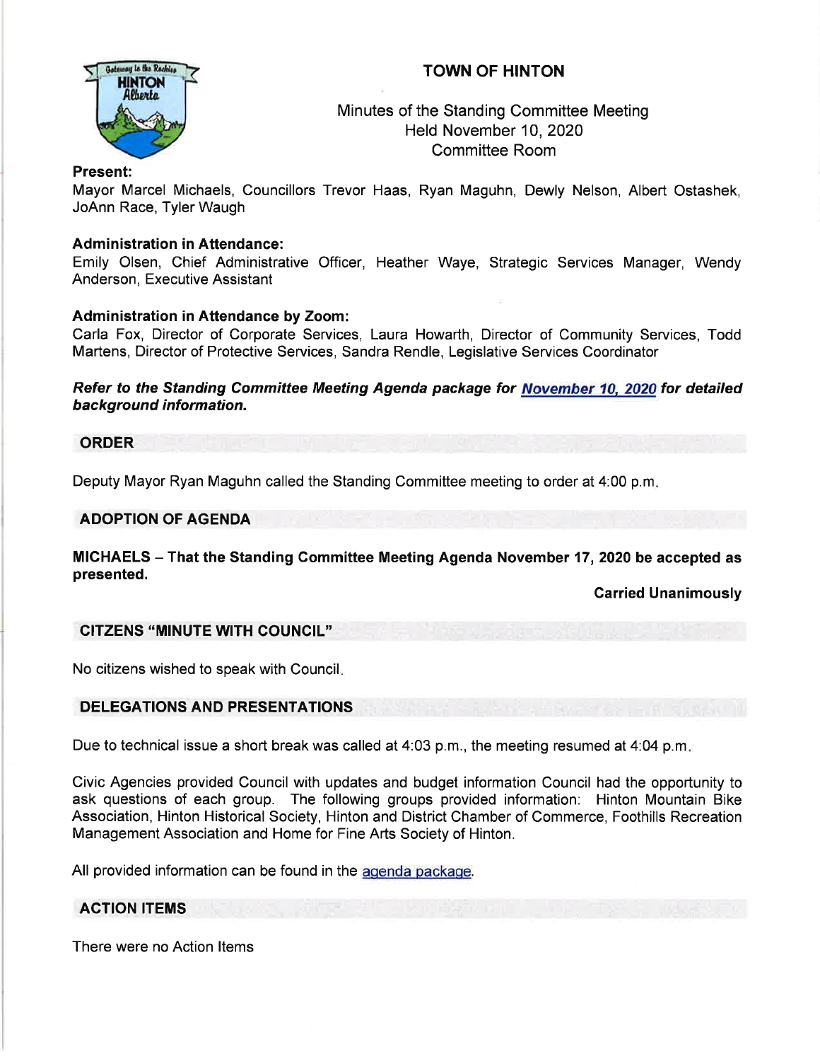# TOWN OF HINTON

Minutes of the Standing Committee Meeting
Held November 10, 2020
Committee Room

**Present:**
Mayor Marcel Michaels, Councillors Trevor Haas, Ryan Maguhn, Dewly Nelson, Albert Ostashek, JoAnn Race, Tyler Waugh

**Administration in Attendance:**
Emily Olsen, Chief Administrative Officer, Heather Waye, Strategic Services Manager, Wendy Anderson, Executive Assistant

**Administration in Attendance by Zoom:**
Carla Fox, Director of Corporate Services, Laura Howarth, Director of Community Services, Todd Martens, Director of Protective Services, Sandra Rendle, Legislative Services Coordinator

***Refer to the Standing Committee Meeting Agenda package for November 10, 2020 for detailed background information.***

## ORDER

Deputy Mayor Ryan Maguhn called the Standing Committee meeting to order at 4:00 p.m.

## ADOPTION OF AGENDA

**MICHAELS – That the Standing Committee Meeting Agenda November 17, 2020 be accepted as presented.**

**Carried Unanimously**

## CITIZENS "MINUTE WITH COUNCIL"

No citizens wished to speak with Council.

## DELEGATIONS AND PRESENTATIONS

Due to technical issue a short break was called at 4:03 p.m., the meeting resumed at 4:04 p.m.

Civic Agencies provided Council with updates and budget information Council had the opportunity to ask questions of each group. The following groups provided information: Hinton Mountain Bike Association, Hinton Historical Society, Hinton and District Chamber of Commerce, Foothills Recreation Management Association and Home for Fine Arts Society of Hinton.

All provided information can be found in the agenda package.

## ACTION ITEMS

There were no Action Items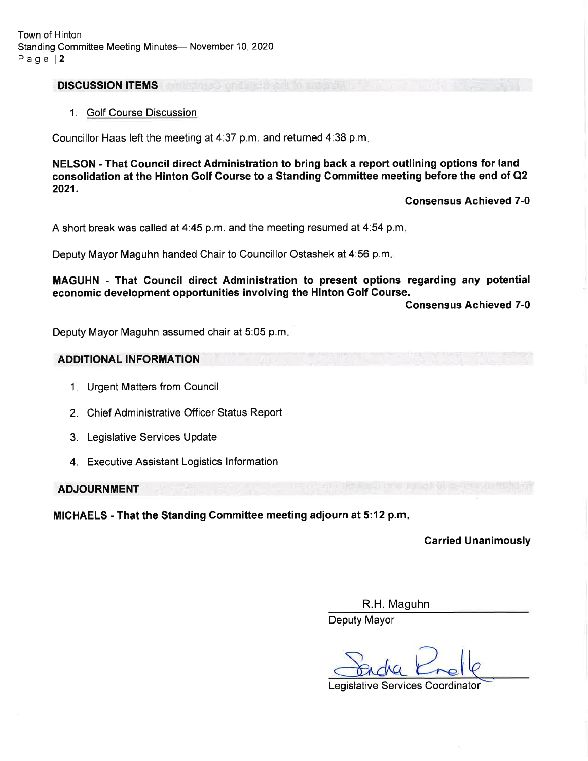## DISCUSSION ITEMS

1. Golf Course Discussion

Councillor Haas left the meeting at 4:37 p.m. and returned 4:38 p.m.

**NELSON - That Council direct Administration to bring back a report outlining options for land consolidation at the Hinton Golf Course to a Standing Committee meeting before the end of Q2 2021.**

**Consensus Achieved 7-0**

A short break was called at 4:45 p.m. and the meeting resumed at 4:54 p.m.

Deputy Mayor Maguhn handed Chair to Councillor Ostashek at 4:56 p.m.

**MAGUHN - That Council direct Administration to present options regarding any potential economic development opportunities involving the Hinton Golf Course.**

**Consensus Achieved 7-0**

Deputy Mayor Maguhn assumed chair at 5:05 p.m.

## ADDITIONAL INFORMATION

1. Urgent Matters from Council
2. Chief Administrative Officer Status Report
3. Legislative Services Update
4. Executive Assistant Logistics Information

## ADJOURNMENT

**MICHAELS - That the Standing Committee meeting adjourn at 5:12 p.m.**

**Carried Unanimously**

R.H. Maguhn
Deputy Mayor

Legislative Services Coordinator